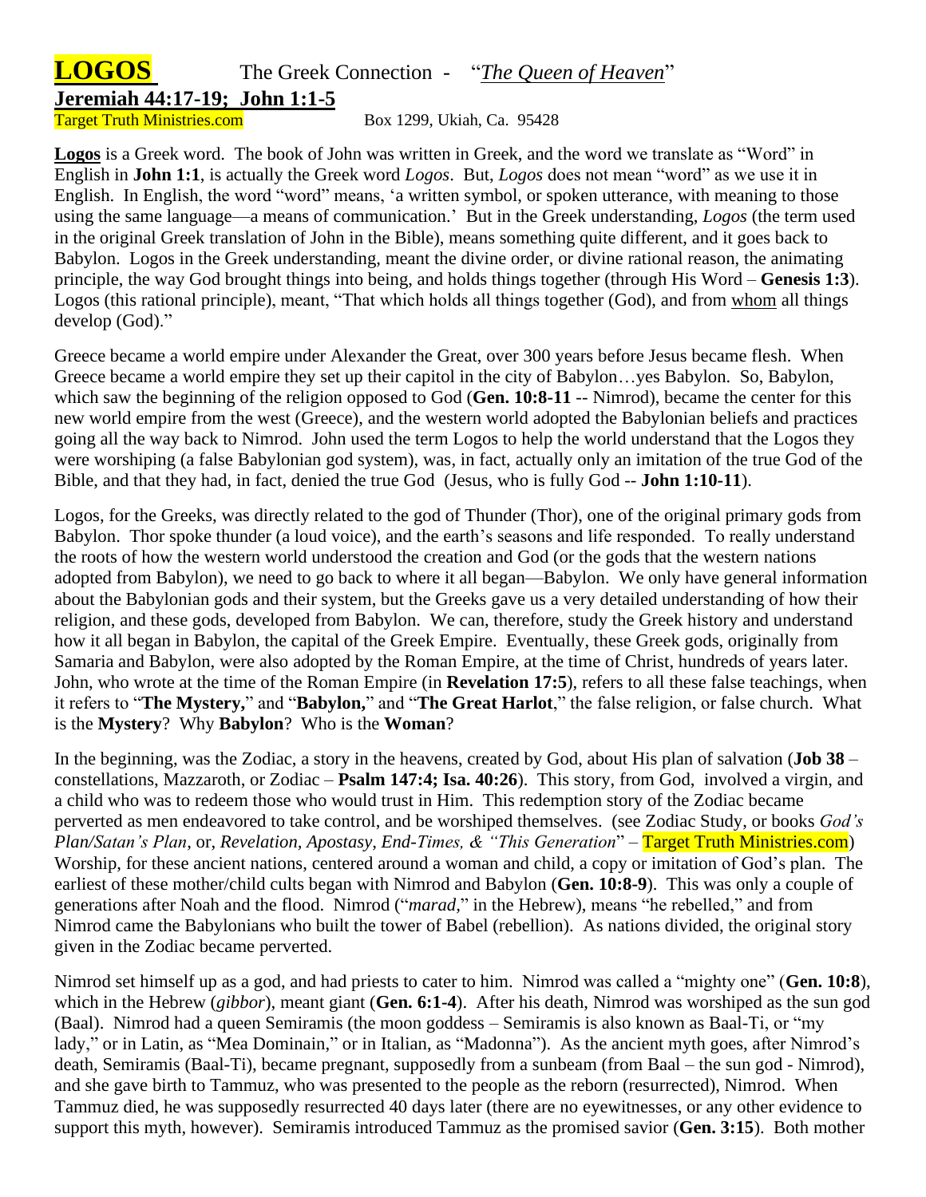# **LOGOS** The Greek Connection - "*The Queen of Heaven*"

## **Jeremiah 44:17-19; John 1:1-5**

Target Truth Ministries.com Box 1299, Ukiah, Ca. 95428

**Logos** is a Greek word. The book of John was written in Greek, and the word we translate as "Word" in English in **John 1:1**, is actually the Greek word *Logos*. But, *Logos* does not mean "word" as we use it in English. In English, the word "word" means, 'a written symbol, or spoken utterance, with meaning to those using the same language—a means of communication.' But in the Greek understanding, *Logos* (the term used in the original Greek translation of John in the Bible), means something quite different, and it goes back to Babylon. Logos in the Greek understanding, meant the divine order, or divine rational reason, the animating principle, the way God brought things into being, and holds things together (through His Word – **Genesis 1:3**). Logos (this rational principle), meant, "That which holds all things together (God), and from whom all things develop (God)."

Greece became a world empire under Alexander the Great, over 300 years before Jesus became flesh. When Greece became a world empire they set up their capitol in the city of Babylon…yes Babylon. So, Babylon, which saw the beginning of the religion opposed to God (**Gen. 10:8-11** -- Nimrod), became the center for this new world empire from the west (Greece), and the western world adopted the Babylonian beliefs and practices going all the way back to Nimrod. John used the term Logos to help the world understand that the Logos they were worshiping (a false Babylonian god system), was, in fact, actually only an imitation of the true God of the Bible, and that they had, in fact, denied the true God (Jesus, who is fully God -- **John 1:10-11**).

Logos, for the Greeks, was directly related to the god of Thunder (Thor), one of the original primary gods from Babylon. Thor spoke thunder (a loud voice), and the earth's seasons and life responded. To really understand the roots of how the western world understood the creation and God (or the gods that the western nations adopted from Babylon), we need to go back to where it all began—Babylon. We only have general information about the Babylonian gods and their system, but the Greeks gave us a very detailed understanding of how their religion, and these gods, developed from Babylon. We can, therefore, study the Greek history and understand how it all began in Babylon, the capital of the Greek Empire. Eventually, these Greek gods, originally from Samaria and Babylon, were also adopted by the Roman Empire, at the time of Christ, hundreds of years later. John, who wrote at the time of the Roman Empire (in **Revelation 17:5**), refers to all these false teachings, when it refers to "**The Mystery,**" and "**Babylon,**" and "**The Great Harlot**," the false religion, or false church. What is the **Mystery**? Why **Babylon**? Who is the **Woman**?

In the beginning, was the Zodiac, a story in the heavens, created by God, about His plan of salvation (**Job 38** – constellations, Mazzaroth, or Zodiac – **Psalm 147:4; Isa. 40:26**). This story, from God, involved a virgin, and a child who was to redeem those who would trust in Him. This redemption story of the Zodiac became perverted as men endeavored to take control, and be worshiped themselves. (see Zodiac Study, or books *God's Plan/Satan's Plan*, or, *Revelation, Apostasy, End-Times, & "This Generation*" – Target Truth Ministries.com) Worship, for these ancient nations, centered around a woman and child, a copy or imitation of God's plan. The earliest of these mother/child cults began with Nimrod and Babylon (**Gen. 10:8-9**). This was only a couple of generations after Noah and the flood. Nimrod ("*marad*," in the Hebrew), means "he rebelled," and from Nimrod came the Babylonians who built the tower of Babel (rebellion). As nations divided, the original story given in the Zodiac became perverted.

Nimrod set himself up as a god, and had priests to cater to him. Nimrod was called a "mighty one" (**Gen. 10:8**), which in the Hebrew (*gibbor*), meant giant (**Gen. 6:1-4**). After his death, Nimrod was worshiped as the sun god (Baal). Nimrod had a queen Semiramis (the moon goddess – Semiramis is also known as Baal-Ti, or "my lady," or in Latin, as "Mea Dominain," or in Italian, as "Madonna"). As the ancient myth goes, after Nimrod's death, Semiramis (Baal-Ti), became pregnant, supposedly from a sunbeam (from Baal – the sun god - Nimrod), and she gave birth to Tammuz, who was presented to the people as the reborn (resurrected), Nimrod. When Tammuz died, he was supposedly resurrected 40 days later (there are no eyewitnesses, or any other evidence to support this myth, however). Semiramis introduced Tammuz as the promised savior (**Gen. 3:15**). Both mother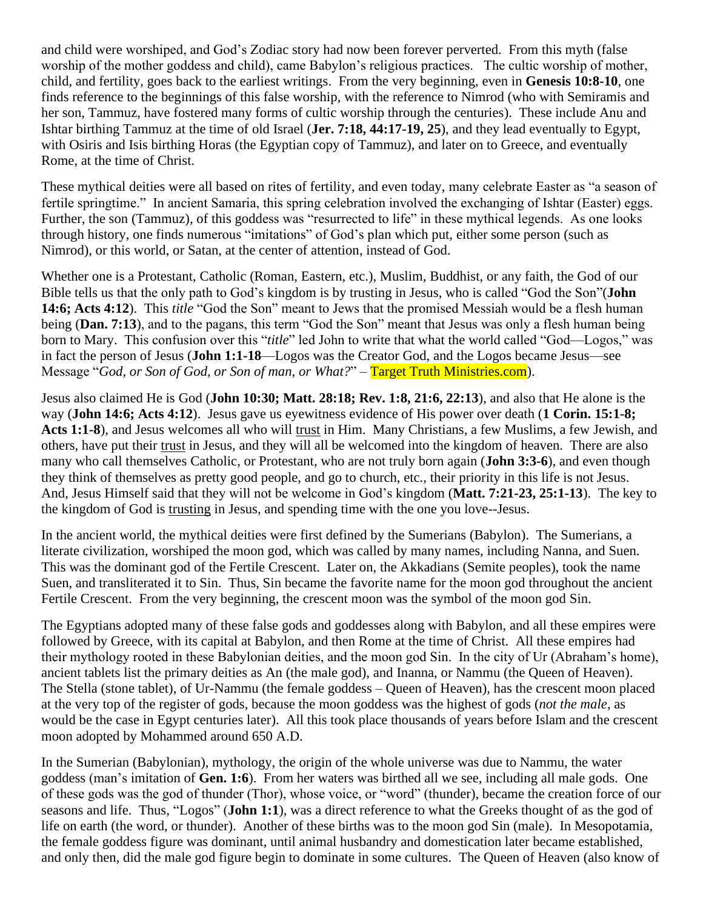and child were worshiped, and God's Zodiac story had now been forever perverted. From this myth (false worship of the mother goddess and child), came Babylon's religious practices. The cultic worship of mother, child, and fertility, goes back to the earliest writings. From the very beginning, even in **Genesis 10:8-10**, one finds reference to the beginnings of this false worship, with the reference to Nimrod (who with Semiramis and her son, Tammuz, have fostered many forms of cultic worship through the centuries). These include Anu and Ishtar birthing Tammuz at the time of old Israel (**Jer. 7:18, 44:17-19, 25**), and they lead eventually to Egypt, with Osiris and Isis birthing Horas (the Egyptian copy of Tammuz), and later on to Greece, and eventually Rome, at the time of Christ.

These mythical deities were all based on rites of fertility, and even today, many celebrate Easter as "a season of fertile springtime." In ancient Samaria, this spring celebration involved the exchanging of Ishtar (Easter) eggs. Further, the son (Tammuz), of this goddess was "resurrected to life" in these mythical legends. As one looks through history, one finds numerous "imitations" of God's plan which put, either some person (such as Nimrod), or this world, or Satan, at the center of attention, instead of God.

Whether one is a Protestant, Catholic (Roman, Eastern, etc.), Muslim, Buddhist, or any faith, the God of our Bible tells us that the only path to God's kingdom is by trusting in Jesus, who is called "God the Son"(**John 14:6; Acts 4:12**). This *title* "God the Son" meant to Jews that the promised Messiah would be a flesh human being (**Dan. 7:13**), and to the pagans, this term "God the Son" meant that Jesus was only a flesh human being born to Mary. This confusion over this "*title*" led John to write that what the world called "God—Logos," was in fact the person of Jesus (**John 1:1-18**—Logos was the Creator God, and the Logos became Jesus—see Message "*God, or Son of God, or Son of man, or What?*" – Target Truth Ministries.com).

Jesus also claimed He is God (**John 10:30; Matt. 28:18; Rev. 1:8, 21:6, 22:13**), and also that He alone is the way (**John 14:6; Acts 4:12**). Jesus gave us eyewitness evidence of His power over death (**1 Corin. 15:1-8; Acts 1:1-8**), and Jesus welcomes all who will trust in Him. Many Christians, a few Muslims, a few Jewish, and others, have put their trust in Jesus, and they will all be welcomed into the kingdom of heaven. There are also many who call themselves Catholic, or Protestant, who are not truly born again (**John 3:3-6**), and even though they think of themselves as pretty good people, and go to church, etc., their priority in this life is not Jesus. And, Jesus Himself said that they will not be welcome in God's kingdom (**Matt. 7:21-23, 25:1-13**). The key to the kingdom of God is trusting in Jesus, and spending time with the one you love--Jesus.

In the ancient world, the mythical deities were first defined by the Sumerians (Babylon). The Sumerians, a literate civilization, worshiped the moon god, which was called by many names, including Nanna, and Suen. This was the dominant god of the Fertile Crescent. Later on, the Akkadians (Semite peoples), took the name Suen, and transliterated it to Sin. Thus, Sin became the favorite name for the moon god throughout the ancient Fertile Crescent. From the very beginning, the crescent moon was the symbol of the moon god Sin.

The Egyptians adopted many of these false gods and goddesses along with Babylon, and all these empires were followed by Greece, with its capital at Babylon, and then Rome at the time of Christ. All these empires had their mythology rooted in these Babylonian deities, and the moon god Sin. In the city of Ur (Abraham's home), ancient tablets list the primary deities as An (the male god), and Inanna, or Nammu (the Queen of Heaven). The Stella (stone tablet), of Ur-Nammu (the female goddess – Queen of Heaven), has the crescent moon placed at the very top of the register of gods, because the moon goddess was the highest of gods (*not the male*, as would be the case in Egypt centuries later). All this took place thousands of years before Islam and the crescent moon adopted by Mohammed around 650 A.D.

In the Sumerian (Babylonian), mythology, the origin of the whole universe was due to Nammu, the water goddess (man's imitation of **Gen. 1:6**). From her waters was birthed all we see, including all male gods. One of these gods was the god of thunder (Thor), whose voice, or "word" (thunder), became the creation force of our seasons and life. Thus, "Logos" (**John 1:1**), was a direct reference to what the Greeks thought of as the god of life on earth (the word, or thunder). Another of these births was to the moon god Sin (male). In Mesopotamia, the female goddess figure was dominant, until animal husbandry and domestication later became established, and only then, did the male god figure begin to dominate in some cultures. The Queen of Heaven (also know of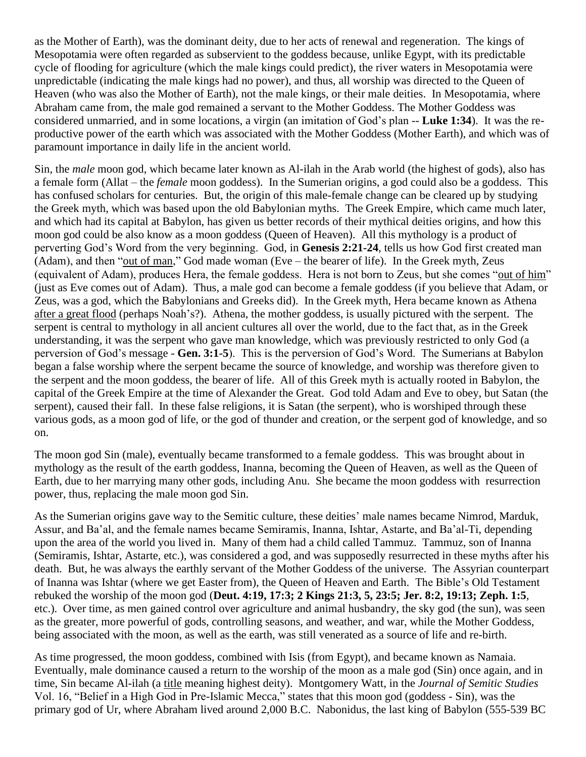as the Mother of Earth), was the dominant deity, due to her acts of renewal and regeneration. The kings of Mesopotamia were often regarded as subservient to the goddess because, unlike Egypt, with its predictable cycle of flooding for agriculture (which the male kings could predict), the river waters in Mesopotamia were unpredictable (indicating the male kings had no power), and thus, all worship was directed to the Queen of Heaven (who was also the Mother of Earth), not the male kings, or their male deities. In Mesopotamia, where Abraham came from, the male god remained a servant to the Mother Goddess. The Mother Goddess was considered unmarried, and in some locations, a virgin (an imitation of God's plan -- **Luke 1:34**). It was the re-productive power of the earth which was associated with the Mother Goddess (Mother Earth), and which was of paramount importance in daily life in the ancient world.

Sin, the *male* moon god, which became later known as Al-ilah in the Arab world (the highest of gods), also has a female form (Allat – the *female* moon goddess). In the Sumerian origins, a god could also be a goddess. This has confused scholars for centuries. But, the origin of this male-female change can be cleared up by studying the Greek myth, which was based upon the old Babylonian myths. The Greek Empire, which came much later, and which had its capital at Babylon, has given us better records of their mythical deities origins, and how this moon god could be also know as a moon goddess (Queen of Heaven). All this mythology is a product of perverting God's Word from the very beginning. God, in **Genesis 2:21-24**, tells us how God first created man (Adam), and then "out of man," God made woman (Eve – the bearer of life). In the Greek myth, Zeus (equivalent of Adam), produces Hera, the female goddess. Hera is not born to Zeus, but she comes "out of him" (just as Eve comes out of Adam). Thus, a male god can become a female goddess (if you believe that Adam, or Zeus, was a god, which the Babylonians and Greeks did). In the Greek myth, Hera became known as Athena after a great flood (perhaps Noah's?). Athena, the mother goddess, is usually pictured with the serpent. The serpent is central to mythology in all ancient cultures all over the world, due to the fact that, as in the Greek understanding, it was the serpent who gave man knowledge, which was previously restricted to only God (a perversion of God's message - **Gen. 3:1-5**). This is the perversion of God's Word. The Sumerians at Babylon began a false worship where the serpent became the source of knowledge, and worship was therefore given to the serpent and the moon goddess, the bearer of life. All of this Greek myth is actually rooted in Babylon, the capital of the Greek Empire at the time of Alexander the Great. God told Adam and Eve to obey, but Satan (the serpent), caused their fall. In these false religions, it is Satan (the serpent), who is worshiped through these various gods, as a moon god of life, or the god of thunder and creation, or the serpent god of knowledge, and so on.

The moon god Sin (male), eventually became transformed to a female goddess. This was brought about in mythology as the result of the earth goddess, Inanna, becoming the Queen of Heaven, as well as the Queen of Earth, due to her marrying many other gods, including Anu. She became the moon goddess with resurrection power, thus, replacing the male moon god Sin.

As the Sumerian origins gave way to the Semitic culture, these deities' male names became Nimrod, Marduk, Assur, and Ba'al, and the female names became Semiramis, Inanna, Ishtar, Astarte, and Ba'al-Ti, depending upon the area of the world you lived in. Many of them had a child called Tammuz. Tammuz, son of Inanna (Semiramis, Ishtar, Astarte, etc.), was considered a god, and was supposedly resurrected in these myths after his death. But, he was always the earthly servant of the Mother Goddess of the universe. The Assyrian counterpart of Inanna was Ishtar (where we get Easter from), the Queen of Heaven and Earth. The Bible's Old Testament rebuked the worship of the moon god (**Deut. 4:19, 17:3; 2 Kings 21:3, 5, 23:5; Jer. 8:2, 19:13; Zeph. 1:5**, etc.). Over time, as men gained control over agriculture and animal husbandry, the sky god (the sun), was seen as the greater, more powerful of gods, controlling seasons, and weather, and war, while the Mother Goddess, being associated with the moon, as well as the earth, was still venerated as a source of life and re-birth.

As time progressed, the moon goddess, combined with Isis (from Egypt), and became known as Namaia. Eventually, male dominance caused a return to the worship of the moon as a male god (Sin) once again, and in time, Sin became Al-ilah (a title meaning highest deity). Montgomery Watt, in the *Journal of Semitic Studies* Vol. 16, "Belief in a High God in Pre-Islamic Mecca," states that this moon god (goddess - Sin), was the primary god of Ur, where Abraham lived around 2,000 B.C. Nabonidus, the last king of Babylon (555-539 BC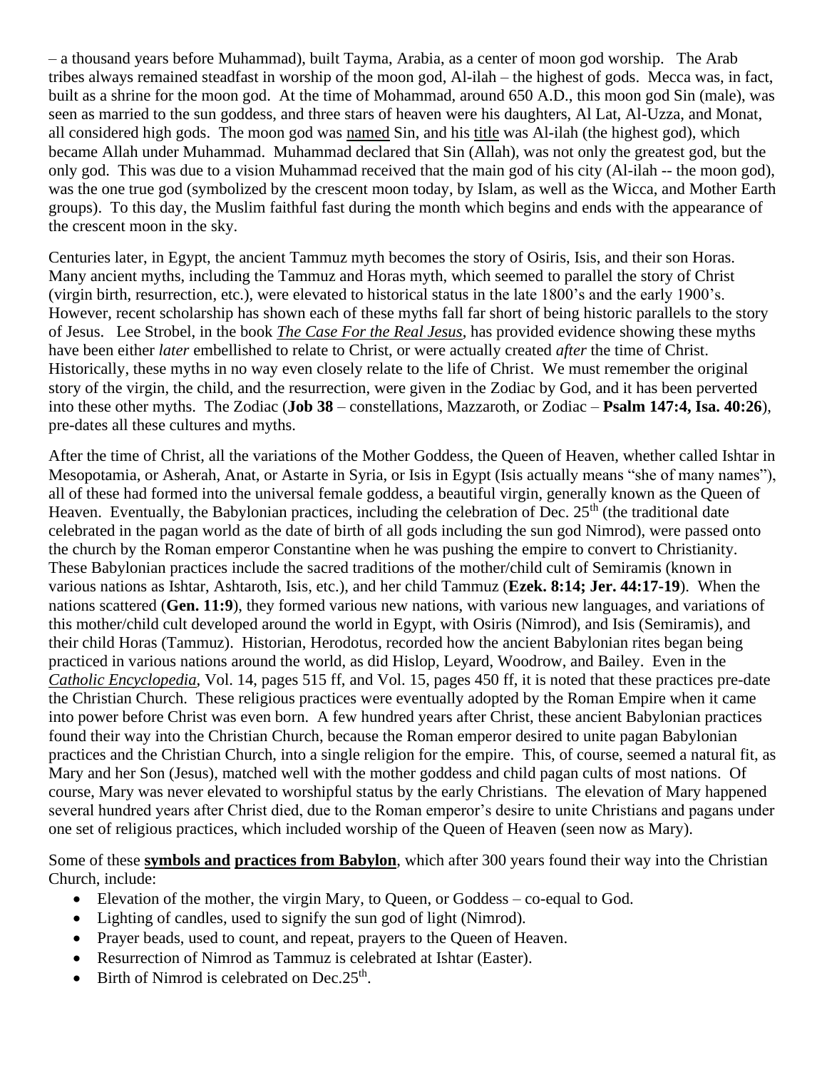– a thousand years before Muhammad), built Tayma, Arabia, as a center of moon god worship. The Arab tribes always remained steadfast in worship of the moon god, Al-ilah – the highest of gods. Mecca was, in fact, built as a shrine for the moon god. At the time of Mohammad, around 650 A.D., this moon god Sin (male), was seen as married to the sun goddess, and three stars of heaven were his daughters, Al Lat, Al-Uzza, and Monat, all considered high gods. The moon god was <u>named</u> Sin, and his <u>title</u> was Al-ilah (the highest god), which became Allah under Muhammad. Muhammad declared that Sin (Allah), was not only the greatest god, but the only god. This was due to a vision Muhammad received that the main god of his city (Al-ilah -- the moon god), was the one true god (symbolized by the crescent moon today, by Islam, as well as the Wicca, and Mother Earth groups). To this day, the Muslim faithful fast during the month which begins and ends with the appearance of the crescent moon in the sky.

Centuries later, in Egypt, the ancient Tammuz myth becomes the story of Osiris, Isis, and their son Horas. Many ancient myths, including the Tammuz and Horas myth, which seemed to parallel the story of Christ (virgin birth, resurrection, etc.), were elevated to historical status in the late 1800's and the early 1900's. However, recent scholarship has shown each of these myths fall far short of being historic parallels to the story of Jesus. Lee Strobel, in the book <u>***The Case For the Real Jesus***</u>, has provided evidence showing these myths have been either *later* embellished to relate to Christ, or were actually created *after* the time of Christ. Historically, these myths in no way even closely relate to the life of Christ. We must remember the original story of the virgin, the child, and the resurrection, were given in the Zodiac by God, and it has been perverted into these other myths. The Zodiac (**Job 38** – constellations, Mazzaroth, or Zodiac – **Psalm 147:4, Isa. 40:26**), pre-dates all these cultures and myths.

After the time of Christ, all the variations of the Mother Goddess, the Queen of Heaven, whether called Ishtar in Mesopotamia, or Asherah, Anat, or Astarte in Syria, or Isis in Egypt (Isis actually means "she of many names"), all of these had formed into the universal female goddess, a beautiful virgin, generally known as the Queen of Heaven. Eventually, the Babylonian practices, including the celebration of Dec. 25th (the traditional date celebrated in the pagan world as the date of birth of all gods including the sun god Nimrod), were passed onto the church by the Roman emperor Constantine when he was pushing the empire to convert to Christianity. These Babylonian practices include the sacred traditions of the mother/child cult of Semiramis (known in various nations as Ishtar, Ashtaroth, Isis, etc.), and her child Tammuz (**Ezek. 8:14; Jer. 44:17-19**). When the nations scattered (**Gen. 11:9**), they formed various new nations, with various new languages, and variations of this mother/child cult developed around the world in Egypt, with Osiris (Nimrod), and Isis (Semiramis), and their child Horas (Tammuz). Historian, Herodotus, recorded how the ancient Babylonian rites began being practiced in various nations around the world, as did Hislop, Leyard, Woodrow, and Bailey. Even in the <u>*Catholic Encyclopedia*</u>, Vol. 14, pages 515 ff, and Vol. 15, pages 450 ff, it is noted that these practices pre-date the Christian Church. These religious practices were eventually adopted by the Roman Empire when it came into power before Christ was even born. A few hundred years after Christ, these ancient Babylonian practices found their way into the Christian Church, because the Roman emperor desired to unite pagan Babylonian practices and the Christian Church, into a single religion for the empire. This, of course, seemed a natural fit, as Mary and her Son (Jesus), matched well with the mother goddess and child pagan cults of most nations. Of course, Mary was never elevated to worshipful status by the early Christians. The elevation of Mary happened several hundred years after Christ died, due to the Roman emperor's desire to unite Christians and pagans under one set of religious practices, which included worship of the Queen of Heaven (seen now as Mary).

Some of these <u>**symbols and**</u> <u>**practices from Babylon**</u>, which after 300 years found their way into the Christian Church, include:

- Elevation of the mother, the virgin Mary, to Queen, or Goddess – co-equal to God.
- Lighting of candles, used to signify the sun god of light (Nimrod).
- Prayer beads, used to count, and repeat, prayers to the Queen of Heaven.
- Resurrection of Nimrod as Tammuz is celebrated at Ishtar (Easter).
- Birth of Nimrod is celebrated on Dec.25th.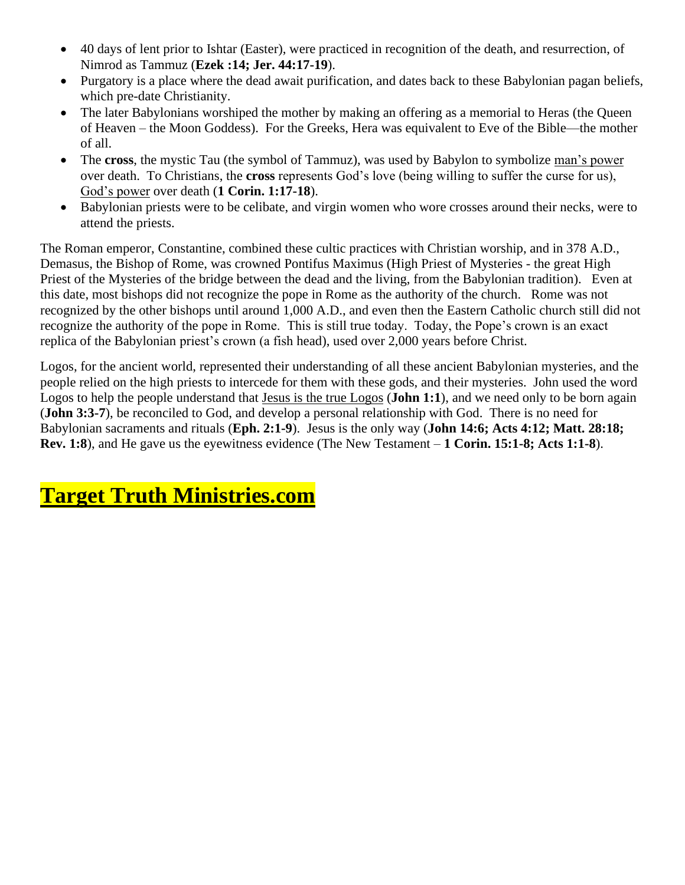- 40 days of lent prior to Ishtar (Easter), were practiced in recognition of the death, and resurrection, of Nimrod as Tammuz (**Ezek :14; Jer. 44:17-19**).
- Purgatory is a place where the dead await purification, and dates back to these Babylonian pagan beliefs, which pre-date Christianity.
- The later Babylonians worshiped the mother by making an offering as a memorial to Heras (the Queen of Heaven – the Moon Goddess). For the Greeks, Hera was equivalent to Eve of the Bible—the mother of all.
- The **cross**, the mystic Tau (the symbol of Tammuz), was used by Babylon to symbolize man's power over death. To Christians, the **cross** represents God's love (being willing to suffer the curse for us), God's power over death (**1 Corin. 1:17-18**).
- Babylonian priests were to be celibate, and virgin women who wore crosses around their necks, were to attend the priests.

The Roman emperor, Constantine, combined these cultic practices with Christian worship, and in 378 A.D., Demasus, the Bishop of Rome, was crowned Pontifus Maximus (High Priest of Mysteries - the great High Priest of the Mysteries of the bridge between the dead and the living, from the Babylonian tradition). Even at this date, most bishops did not recognize the pope in Rome as the authority of the church. Rome was not recognized by the other bishops until around 1,000 A.D., and even then the Eastern Catholic church still did not recognize the authority of the pope in Rome. This is still true today. Today, the Pope's crown is an exact replica of the Babylonian priest's crown (a fish head), used over 2,000 years before Christ.

Logos, for the ancient world, represented their understanding of all these ancient Babylonian mysteries, and the people relied on the high priests to intercede for them with these gods, and their mysteries. John used the word Logos to help the people understand that Jesus is the true Logos (**John 1:1**), and we need only to be born again (**John 3:3-7**), be reconciled to God, and develop a personal relationship with God. There is no need for Babylonian sacraments and rituals (**Eph. 2:1-9**). Jesus is the only way (**John 14:6; Acts 4:12; Matt. 28:18; Rev. 1:8**), and He gave us the eyewitness evidence (The New Testament – **1 Corin. 15:1-8; Acts 1:1-8**).

## **Target Truth Ministries.com**